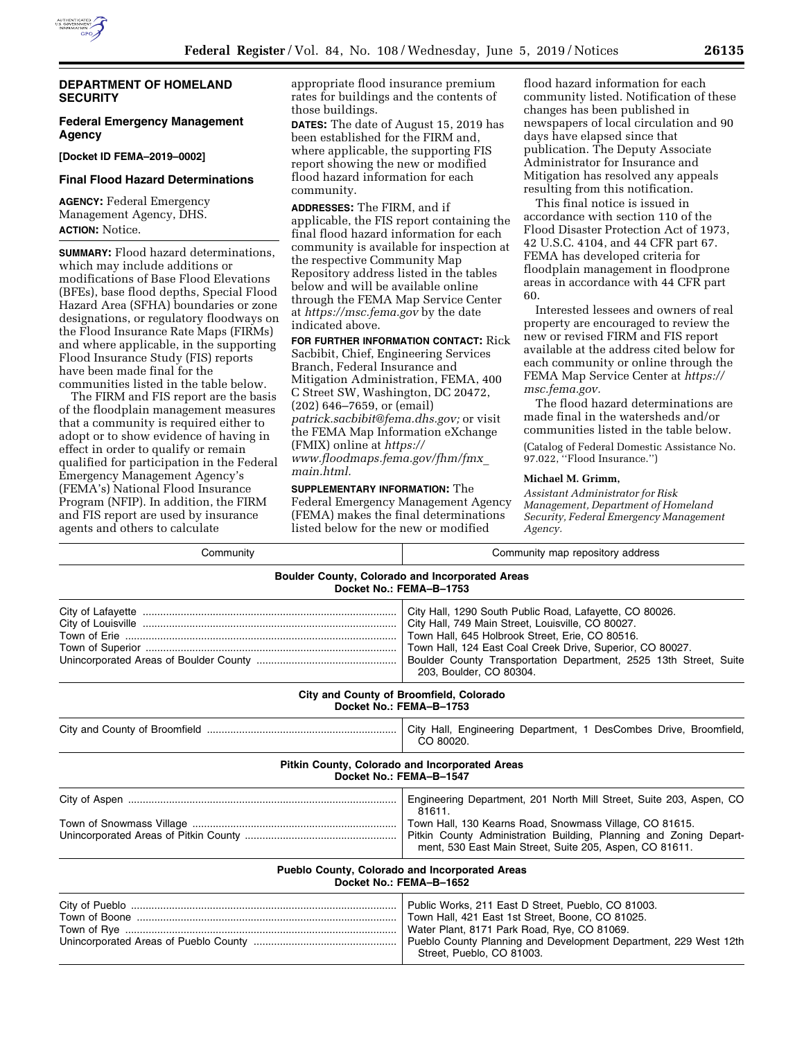**DEPARTMENT OF HOMELAND SECURITY**

**Federal Emergency Management Agency**

**[Docket ID FEMA–2019–0002]**

## Final Flood Hazard Determinations

**AGENCY:** Federal Emergency Management Agency, DHS.

**ACTION:** Notice.

**SUMMARY:** Flood hazard determinations, which may include additions or modifications of Base Flood Elevations (BFEs), base flood depths, Special Flood Hazard Area (SFHA) boundaries or zone designations, or regulatory floodways on the Flood Insurance Rate Maps (FIRMs) and where applicable, in the supporting Flood Insurance Study (FIS) reports have been made final for the communities listed in the table below.

The FIRM and FIS report are the basis of the floodplain management measures that a community is required either to adopt or to show evidence of having in effect in order to qualify or remain qualified for participation in the Federal Emergency Management Agency's (FEMA's) National Flood Insurance Program (NFIP). In addition, the FIRM and FIS report are used by insurance agents and others to calculate appropriate flood insurance premium rates for buildings and the contents of those buildings.

**DATES:** The date of August 15, 2019 has been established for the FIRM and, where applicable, the supporting FIS report showing the new or modified flood hazard information for each community.

**ADDRESSES:** The FIRM, and if applicable, the FIS report containing the final flood hazard information for each community is available for inspection at the respective Community Map Repository address listed in the tables below and will be available online through the FEMA Map Service Center at *https://msc.fema.gov* by the date indicated above.

**FOR FURTHER INFORMATION CONTACT:** Rick Sacbibit, Chief, Engineering Services Branch, Federal Insurance and Mitigation Administration, FEMA, 400 C Street SW, Washington, DC 20472, (202) 646–7659, or (email) *patrick.sacbibit@fema.dhs.gov;* or visit the FEMA Map Information eXchange (FMIX) online at *https://www.floodmaps.fema.gov/fhm/fmx_main.html.*

**SUPPLEMENTARY INFORMATION:** The Federal Emergency Management Agency (FEMA) makes the final determinations listed below for the new or modified flood hazard information for each community listed. Notification of these changes has been published in newspapers of local circulation and 90 days have elapsed since that publication. The Deputy Associate Administrator for Insurance and Mitigation has resolved any appeals resulting from this notification.

This final notice is issued in accordance with section 110 of the Flood Disaster Protection Act of 1973, 42 U.S.C. 4104, and 44 CFR part 67. FEMA has developed criteria for floodplain management in floodprone areas in accordance with 44 CFR part 60.

Interested lessees and owners of real property are encouraged to review the new or revised FIRM and FIS report available at the address cited below for each community or online through the FEMA Map Service Center at *https://msc.fema.gov.*

The flood hazard determinations are made final in the watersheds and/or communities listed in the table below.

(Catalog of Federal Domestic Assistance No. 97.022, "Flood Insurance.")

**Michael M. Grimm,**

*Assistant Administrator for Risk Management, Department of Homeland Security, Federal Emergency Management Agency.*

| Community | Community map repository address |
|---|---|
| **Boulder County, Colorado and Incorporated Areas<br>Docket No.: FEMA–B–1753** | |
| City of Lafayette | City Hall, 1290 South Public Road, Lafayette, CO 80026. |
| City of Louisville | City Hall, 749 Main Street, Louisville, CO 80027. |
| Town of Erie | Town Hall, 645 Holbrook Street, Erie, CO 80516. |
| Town of Superior | Town Hall, 124 East Coal Creek Drive, Superior, CO 80027. |
| Unincorporated Areas of Boulder County | Boulder County Transportation Department, 2525 13th Street, Suite 203, Boulder, CO 80304. |
| **City and County of Broomfield, Colorado<br>Docket No.: FEMA–B–1753** | |
| City and County of Broomfield | City Hall, Engineering Department, 1 DesCombes Drive, Broomfield, CO 80020. |
| **Pitkin County, Colorado and Incorporated Areas<br>Docket No.: FEMA–B–1547** | |
| City of Aspen | Engineering Department, 201 North Mill Street, Suite 203, Aspen, CO 81611. |
| Town of Snowmass Village | Town Hall, 130 Kearns Road, Snowmass Village, CO 81615. |
| Unincorporated Areas of Pitkin County | Pitkin County Administration Building, Planning and Zoning Department, 530 East Main Street, Suite 205, Aspen, CO 81611. |
| **Pueblo County, Colorado and Incorporated Areas<br>Docket No.: FEMA–B–1652** | |
| City of Pueblo | Public Works, 211 East D Street, Pueblo, CO 81003. |
| Town of Boone | Town Hall, 421 East 1st Street, Boone, CO 81025. |
| Town of Rye | Water Plant, 8171 Park Road, Rye, CO 81069. |
| Unincorporated Areas of Pueblo County | Pueblo County Planning and Development Department, 229 West 12th Street, Pueblo, CO 81003. |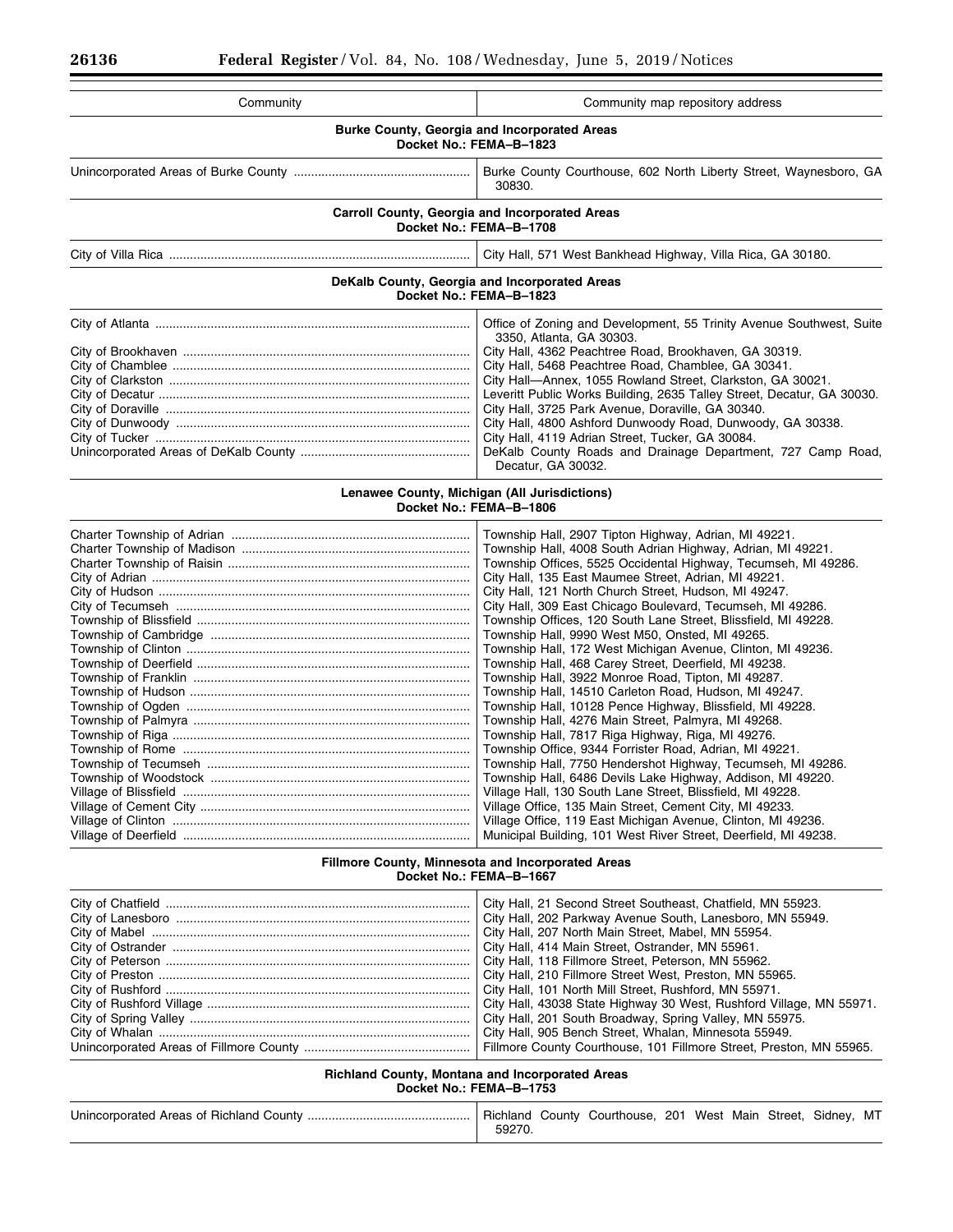| Community | Community map repository address |
|---|---|
| **Burke County, Georgia and Incorporated Areas** **Docket No.: FEMA–B–1823** | |
| Unincorporated Areas of Burke County | Burke County Courthouse, 602 North Liberty Street, Waynesboro, GA 30830. |
| **Carroll County, Georgia and Incorporated Areas** **Docket No.: FEMA–B–1708** | |
| City of Villa Rica | City Hall, 571 West Bankhead Highway, Villa Rica, GA 30180. |
| **DeKalb County, Georgia and Incorporated Areas** **Docket No.: FEMA–B–1823** | |
| City of Atlanta | Office of Zoning and Development, 55 Trinity Avenue Southwest, Suite 3350, Atlanta, GA 30303. |
| City of Brookhaven | City Hall, 4362 Peachtree Road, Brookhaven, GA 30319. |
| City of Chamblee | City Hall, 5468 Peachtree Road, Chamblee, GA 30341. |
| City of Clarkston | City Hall—Annex, 1055 Rowland Street, Clarkston, GA 30021. |
| City of Decatur | Leveritt Public Works Building, 2635 Talley Street, Decatur, GA 30030. |
| City of Doraville | City Hall, 3725 Park Avenue, Doraville, GA 30340. |
| City of Dunwoody | City Hall, 4800 Ashford Dunwoody Road, Dunwoody, GA 30338. |
| City of Tucker | City Hall, 4119 Adrian Street, Tucker, GA 30084. |
| Unincorporated Areas of DeKalb County | DeKalb County Roads and Drainage Department, 727 Camp Road, Decatur, GA 30032. |
| **Lenawee County, Michigan (All Jurisdictions)** **Docket No.: FEMA–B–1806** | |
| Charter Township of Adrian | Township Hall, 2907 Tipton Highway, Adrian, MI 49221. |
| Charter Township of Madison | Township Hall, 4008 South Adrian Highway, Adrian, MI 49221. |
| Charter Township of Raisin | Township Offices, 5525 Occidental Highway, Tecumseh, MI 49286. |
| City of Adrian | City Hall, 135 East Maumee Street, Adrian, MI 49221. |
| City of Hudson | City Hall, 121 North Church Street, Hudson, MI 49247. |
| City of Tecumseh | City Hall, 309 East Chicago Boulevard, Tecumseh, MI 49286. |
| Township of Blissfield | Township Offices, 120 South Lane Street, Blissfield, MI 49228. |
| Township of Cambridge | Township Hall, 9990 West M50, Onsted, MI 49265. |
| Township of Clinton | Township Hall, 172 West Michigan Avenue, Clinton, MI 49236. |
| Township of Deerfield | Township Hall, 468 Carey Street, Deerfield, MI 49238. |
| Township of Franklin | Township Hall, 3922 Monroe Road, Tipton, MI 49287. |
| Township of Hudson | Township Hall, 14510 Carleton Road, Hudson, MI 49247. |
| Township of Ogden | Township Hall, 10128 Pence Highway, Blissfield, MI 49228. |
| Township of Palmyra | Township Hall, 4276 Main Street, Palmyra, MI 49268. |
| Township of Riga | Township Hall, 7817 Riga Highway, Riga, MI 49276. |
| Township of Rome | Township Office, 9344 Forrister Road, Adrian, MI 49221. |
| Township of Tecumseh | Township Hall, 7750 Hendershot Highway, Tecumseh, MI 49286. |
| Township of Woodstock | Township Hall, 6486 Devils Lake Highway, Addison, MI 49220. |
| Village of Blissfield | Village Hall, 130 South Lane Street, Blissfield, MI 49228. |
| Village of Cement City | Village Office, 135 Main Street, Cement City, MI 49233. |
| Village of Clinton | Village Office, 119 East Michigan Avenue, Clinton, MI 49236. |
| Village of Deerfield | Municipal Building, 101 West River Street, Deerfield, MI 49238. |
| **Fillmore County, Minnesota and Incorporated Areas** **Docket No.: FEMA–B–1667** | |
| City of Chatfield | City Hall, 21 Second Street Southeast, Chatfield, MN 55923. |
| City of Lanesboro | City Hall, 202 Parkway Avenue South, Lanesboro, MN 55949. |
| City of Mabel | City Hall, 207 North Main Street, Mabel, MN 55954. |
| City of Ostrander | City Hall, 414 Main Street, Ostrander, MN 55961. |
| City of Peterson | City Hall, 118 Fillmore Street, Peterson, MN 55962. |
| City of Preston | City Hall, 210 Fillmore Street West, Preston, MN 55965. |
| City of Rushford | City Hall, 101 North Mill Street, Rushford, MN 55971. |
| City of Rushford Village | City Hall, 43038 State Highway 30 West, Rushford Village, MN 55971. |
| City of Spring Valley | City Hall, 201 South Broadway, Spring Valley, MN 55975. |
| City of Whalan | City Hall, 905 Bench Street, Whalan, Minnesota 55949. |
| Unincorporated Areas of Fillmore County | Fillmore County Courthouse, 101 Fillmore Street, Preston, MN 55965. |
| **Richland County, Montana and Incorporated Areas** **Docket No.: FEMA–B–1753** | |
| Unincorporated Areas of Richland County | Richland County Courthouse, 201 West Main Street, Sidney, MT 59270. |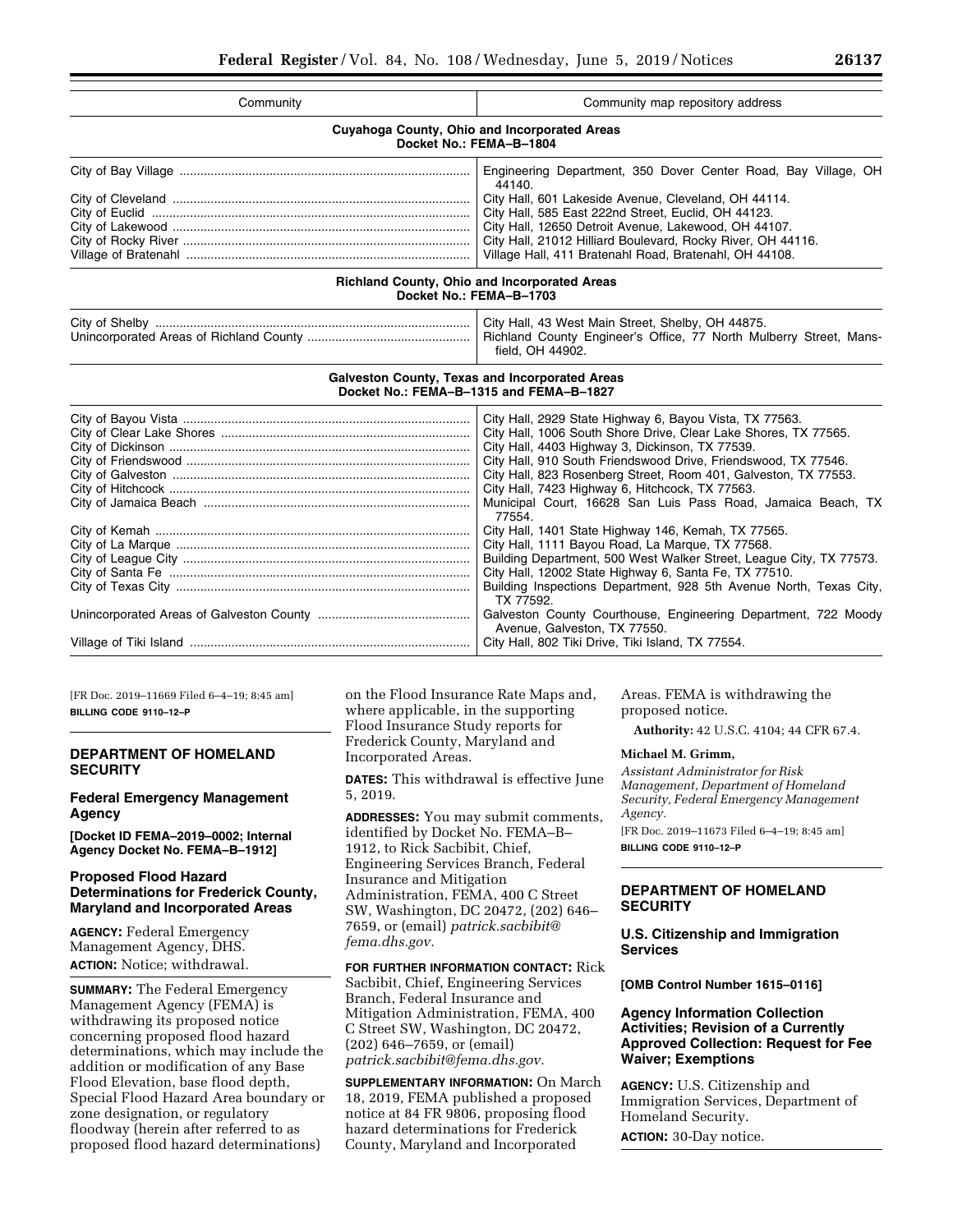| Community | Community map repository address |
|---|---|
| **Cuyahoga County, Ohio and Incorporated Areas** **Docket No.: FEMA–B–1804** | |
| City of Bay Village | Engineering Department, 350 Dover Center Road, Bay Village, OH 44140. |
| City of Cleveland | City Hall, 601 Lakeside Avenue, Cleveland, OH 44114. |
| City of Euclid | City Hall, 585 East 222nd Street, Euclid, OH 44123. |
| City of Lakewood | City Hall, 12650 Detroit Avenue, Lakewood, OH 44107. |
| City of Rocky River | City Hall, 21012 Hilliard Boulevard, Rocky River, OH 44116. |
| Village of Bratenahl | Village Hall, 411 Bratenahl Road, Bratenahl, OH 44108. |
| **Richland County, Ohio and Incorporated Areas** **Docket No.: FEMA–B–1703** | |
| City of Shelby | City Hall, 43 West Main Street, Shelby, OH 44875. |
| Unincorporated Areas of Richland County | Richland County Engineer's Office, 77 North Mulberry Street, Mansfield, OH 44902. |
| **Galveston County, Texas and Incorporated Areas** **Docket No.: FEMA–B–1315 and FEMA–B–1827** | |
| City of Bayou Vista | City Hall, 2929 State Highway 6, Bayou Vista, TX 77563. |
| City of Clear Lake Shores | City Hall, 1006 South Shore Drive, Clear Lake Shores, TX 77565. |
| City of Dickinson | City Hall, 4403 Highway 3, Dickinson, TX 77539. |
| City of Friendswood | City Hall, 910 South Friendswood Drive, Friendswood, TX 77546. |
| City of Galveston | City Hall, 823 Rosenberg Street, Room 401, Galveston, TX 77553. |
| City of Hitchcock | City Hall, 7423 Highway 6, Hitchcock, TX 77563. |
| City of Jamaica Beach | Municipal Court, 16628 San Luis Pass Road, Jamaica Beach, TX 77554. |
| City of Kemah | City Hall, 1401 State Highway 146, Kemah, TX 77565. |
| City of La Marque | City Hall, 1111 Bayou Road, La Marque, TX 77568. |
| City of League City | Building Department, 500 West Walker Street, League City, TX 77573. |
| City of Santa Fe | City Hall, 12002 State Highway 6, Santa Fe, TX 77510. |
| City of Texas City | Building Inspections Department, 928 5th Avenue North, Texas City, TX 77592. |
| Unincorporated Areas of Galveston County | Galveston County Courthouse, Engineering Department, 722 Moody Avenue, Galveston, TX 77550. |
| Village of Tiki Island | City Hall, 802 Tiki Drive, Tiki Island, TX 77554. |

[FR Doc. 2019–11669 Filed 6–4–19; 8:45 am]

**BILLING CODE 9110–12–P**

## DEPARTMENT OF HOMELAND SECURITY

### Federal Emergency Management Agency

**[Docket ID FEMA–2019–0002; Internal Agency Docket No. FEMA–B–1912]**

### Proposed Flood Hazard Determinations for Frederick County, Maryland and Incorporated Areas

**AGENCY:** Federal Emergency Management Agency, DHS.

**ACTION:** Notice; withdrawal.

**SUMMARY:** The Federal Emergency Management Agency (FEMA) is withdrawing its proposed notice concerning proposed flood hazard determinations, which may include the addition or modification of any Base Flood Elevation, base flood depth, Special Flood Hazard Area boundary or zone designation, or regulatory floodway (herein after referred to as proposed flood hazard determinations) on the Flood Insurance Rate Maps and, where applicable, in the supporting Flood Insurance Study reports for Frederick County, Maryland and Incorporated Areas.

**DATES:** This withdrawal is effective June 5, 2019.

**ADDRESSES:** You may submit comments, identified by Docket No. FEMA–B–1912, to Rick Sacbibit, Chief, Engineering Services Branch, Federal Insurance and Mitigation Administration, FEMA, 400 C Street SW, Washington, DC 20472, (202) 646–7659, or (email) *patrick.sacbibit@fema.dhs.gov.*

**FOR FURTHER INFORMATION CONTACT:** Rick Sacbibit, Chief, Engineering Services Branch, Federal Insurance and Mitigation Administration, FEMA, 400 C Street SW, Washington, DC 20472, (202) 646–7659, or (email) *patrick.sacbibit@fema.dhs.gov.*

**SUPPLEMENTARY INFORMATION:** On March 18, 2019, FEMA published a proposed notice at 84 FR 9806, proposing flood hazard determinations for Frederick County, Maryland and Incorporated Areas. FEMA is withdrawing the proposed notice.

**Authority:** 42 U.S.C. 4104; 44 CFR 67.4.

**Michael M. Grimm,**

*Assistant Administrator for Risk Management, Department of Homeland Security, Federal Emergency Management Agency.*

[FR Doc. 2019–11673 Filed 6–4–19; 8:45 am]

**BILLING CODE 9110–12–P**

## DEPARTMENT OF HOMELAND SECURITY

### U.S. Citizenship and Immigration Services

**[OMB Control Number 1615–0116]**

### Agency Information Collection Activities; Revision of a Currently Approved Collection: Request for Fee Waiver; Exemptions

**AGENCY:** U.S. Citizenship and Immigration Services, Department of Homeland Security.

**ACTION:** 30-Day notice.